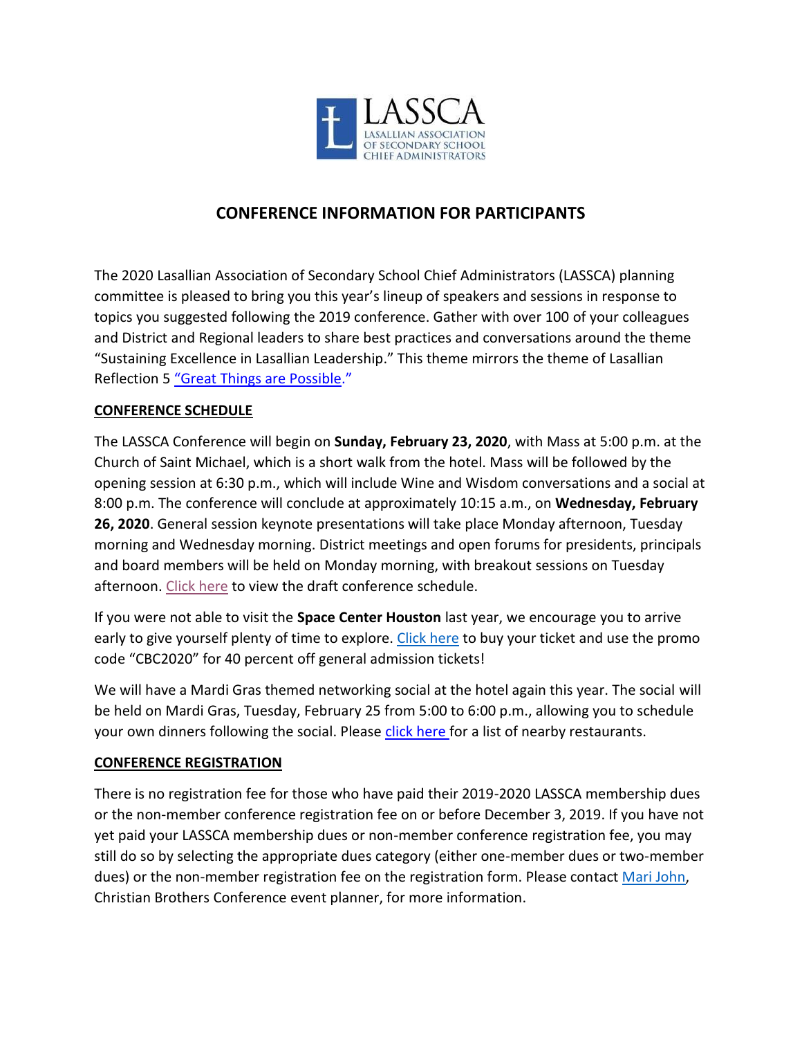LASSCA

LASALLIAN ASSOCIATION OF SECONDARY SCHOOL CHIEF ADMINISTRATORS

# CONFERENCE INFORMATION FOR PARTICIPANTS

The 2020 Lasallian Association of Secondary School Chief Administrators (LASSCA) planning committee is pleased to bring you this year's lineup of speakers and sessions in response to topics you suggested following the 2019 conference. Gather with over 100 of your colleagues and District and Regional leaders to share best practices and conversations around the theme "Sustaining Excellence in Lasallian Leadership." This theme mirrors the theme of Lasallian Reflection 5 "Great Things are Possible."

## CONFERENCE SCHEDULE

The LASSCA Conference will begin on **Sunday, February 23, 2020**, with Mass at 5:00 p.m. at the Church of Saint Michael, which is a short walk from the hotel. Mass will be followed by the opening session at 6:30 p.m., which will include Wine and Wisdom conversations and a social at 8:00 p.m. The conference will conclude at approximately 10:15 a.m., on **Wednesday, February 26, 2020**. General session keynote presentations will take place Monday afternoon, Tuesday morning and Wednesday morning. District meetings and open forums for presidents, principals and board members will be held on Monday morning, with breakout sessions on Tuesday afternoon. Click here to view the draft conference schedule.

If you were not able to visit the **Space Center Houston** last year, we encourage you to arrive early to give yourself plenty of time to explore. Click here to buy your ticket and use the promo code "CBC2020" for 40 percent off general admission tickets!

We will have a Mardi Gras themed networking social at the hotel again this year. The social will be held on Mardi Gras, Tuesday, February 25 from 5:00 to 6:00 p.m., allowing you to schedule your own dinners following the social. Please click here for a list of nearby restaurants.

## CONFERENCE REGISTRATION

There is no registration fee for those who have paid their 2019-2020 LASSCA membership dues or the non-member conference registration fee on or before December 3, 2019. If you have not yet paid your LASSCA membership dues or non-member conference registration fee, you may still do so by selecting the appropriate dues category (either one-member dues or two-member dues) or the non-member registration fee on the registration form. Please contact Mari John, Christian Brothers Conference event planner, for more information.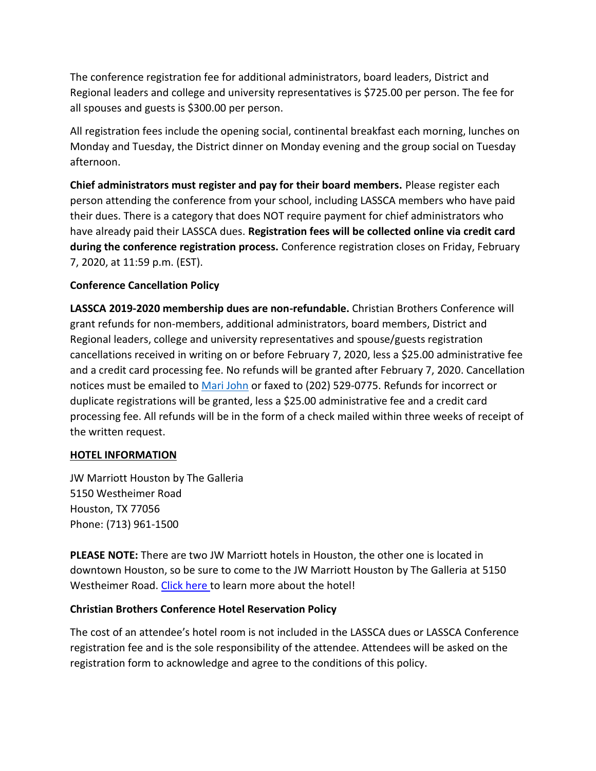The conference registration fee for additional administrators, board leaders, District and Regional leaders and college and university representatives is $725.00 per person. The fee for all spouses and guests is $300.00 per person.

All registration fees include the opening social, continental breakfast each morning, lunches on Monday and Tuesday, the District dinner on Monday evening and the group social on Tuesday afternoon.

**Chief administrators must register and pay for their board members.** Please register each person attending the conference from your school, including LASSCA members who have paid their dues. There is a category that does NOT require payment for chief administrators who have already paid their LASSCA dues. **Registration fees will be collected online via credit card during the conference registration process.** Conference registration closes on Friday, February 7, 2020, at 11:59 p.m. (EST).

**Conference Cancellation Policy**

**LASSCA 2019-2020 membership dues are non-refundable.** Christian Brothers Conference will grant refunds for non-members, additional administrators, board members, District and Regional leaders, college and university representatives and spouse/guests registration cancellations received in writing on or before February 7, 2020, less a $25.00 administrative fee and a credit card processing fee. No refunds will be granted after February 7, 2020. Cancellation notices must be emailed to Mari John or faxed to (202) 529-0775. Refunds for incorrect or duplicate registrations will be granted, less a $25.00 administrative fee and a credit card processing fee. All refunds will be in the form of a check mailed within three weeks of receipt of the written request.

**HOTEL INFORMATION**

JW Marriott Houston by The Galleria
5150 Westheimer Road
Houston, TX 77056
Phone: (713) 961-1500

**PLEASE NOTE:** There are two JW Marriott hotels in Houston, the other one is located in downtown Houston, so be sure to come to the JW Marriott Houston by The Galleria at 5150 Westheimer Road. Click here to learn more about the hotel!

**Christian Brothers Conference Hotel Reservation Policy**

The cost of an attendee's hotel room is not included in the LASSCA dues or LASSCA Conference registration fee and is the sole responsibility of the attendee. Attendees will be asked on the registration form to acknowledge and agree to the conditions of this policy.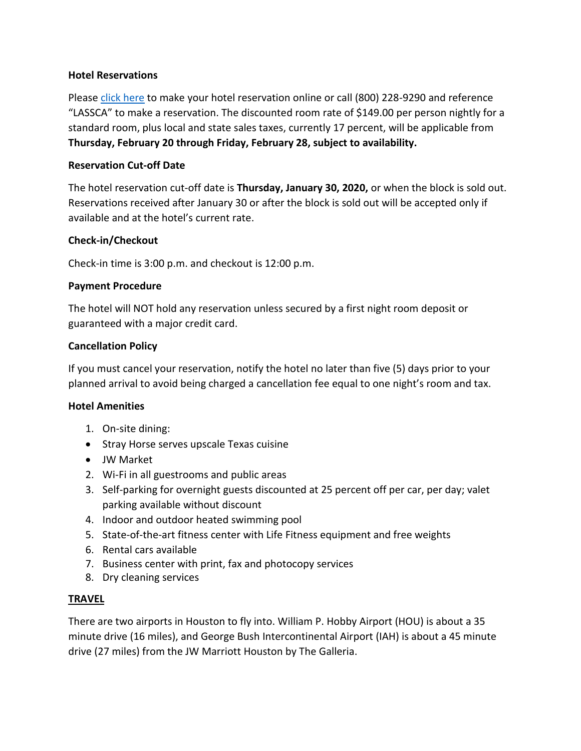**Hotel Reservations**

Please [click here] to make your hotel reservation online or call (800) 228-9290 and reference "LASSCA" to make a reservation. The discounted room rate of $149.00 per person nightly for a standard room, plus local and state sales taxes, currently 17 percent, will be applicable from **Thursday, February 20 through Friday, February 28, subject to availability.**

**Reservation Cut-off Date**

The hotel reservation cut-off date is **Thursday, January 30, 2020,** or when the block is sold out. Reservations received after January 30 or after the block is sold out will be accepted only if available and at the hotel's current rate.

**Check-in/Checkout**

Check-in time is 3:00 p.m. and checkout is 12:00 p.m.

**Payment Procedure**

The hotel will NOT hold any reservation unless secured by a first night room deposit or guaranteed with a major credit card.

**Cancellation Policy**

If you must cancel your reservation, notify the hotel no later than five (5) days prior to your planned arrival to avoid being charged a cancellation fee equal to one night's room and tax.

**Hotel Amenities**

1. On-site dining:
   - Stray Horse serves upscale Texas cuisine
   - JW Market
2. Wi-Fi in all guestrooms and public areas
3. Self-parking for overnight guests discounted at 25 percent off per car, per day; valet parking available without discount
4. Indoor and outdoor heated swimming pool
5. State-of-the-art fitness center with Life Fitness equipment and free weights
6. Rental cars available
7. Business center with print, fax and photocopy services
8. Dry cleaning services

**TRAVEL**

There are two airports in Houston to fly into. William P. Hobby Airport (HOU) is about a 35 minute drive (16 miles), and George Bush Intercontinental Airport (IAH) is about a 45 minute drive (27 miles) from the JW Marriott Houston by The Galleria.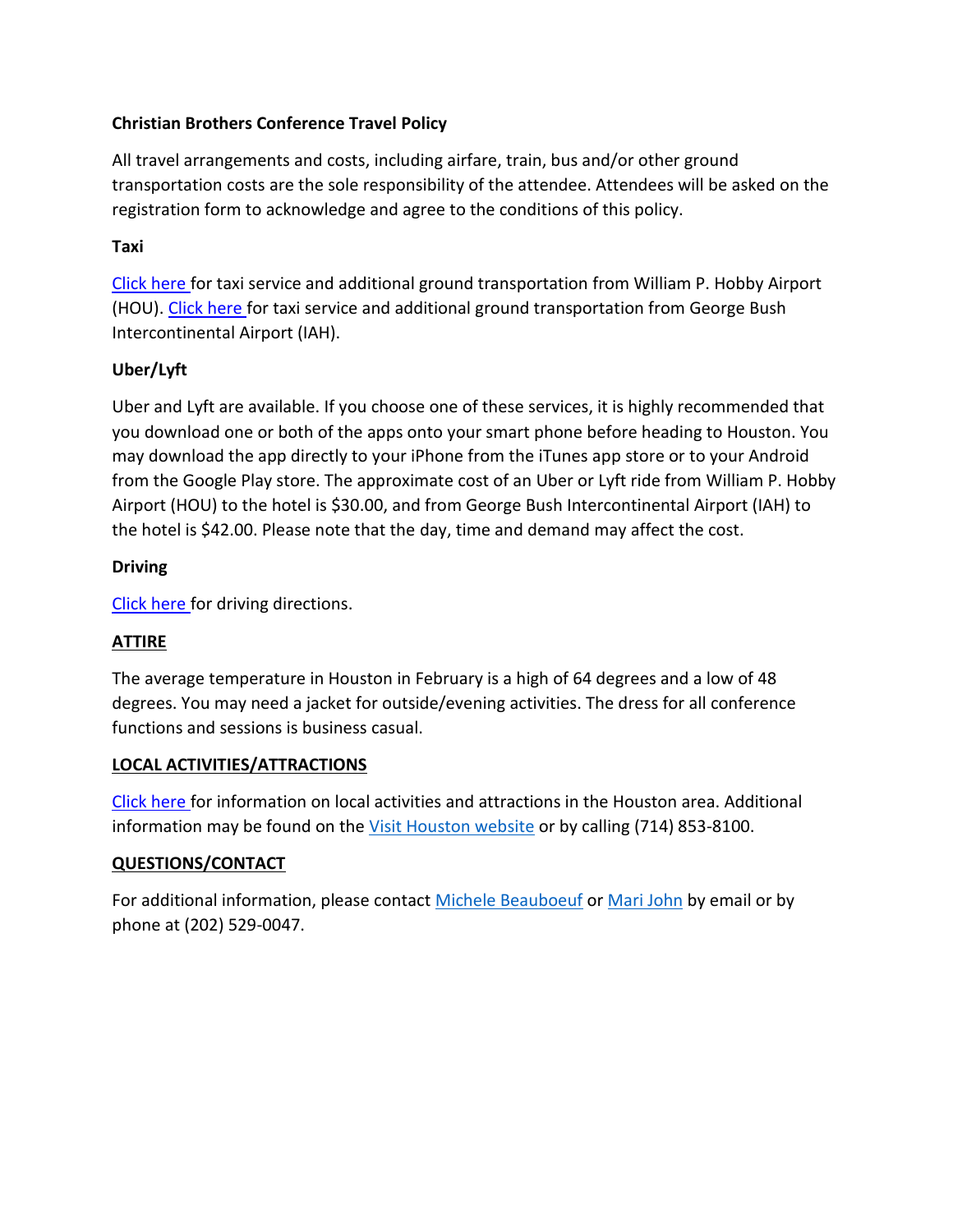**Christian Brothers Conference Travel Policy**

All travel arrangements and costs, including airfare, train, bus and/or other ground transportation costs are the sole responsibility of the attendee. Attendees will be asked on the registration form to acknowledge and agree to the conditions of this policy.

**Taxi**

Click here for taxi service and additional ground transportation from William P. Hobby Airport (HOU). Click here for taxi service and additional ground transportation from George Bush Intercontinental Airport (IAH).

**Uber/Lyft**

Uber and Lyft are available. If you choose one of these services, it is highly recommended that you download one or both of the apps onto your smart phone before heading to Houston. You may download the app directly to your iPhone from the iTunes app store or to your Android from the Google Play store. The approximate cost of an Uber or Lyft ride from William P. Hobby Airport (HOU) to the hotel is $30.00, and from George Bush Intercontinental Airport (IAH) to the hotel is $42.00. Please note that the day, time and demand may affect the cost.

**Driving**

Click here for driving directions.

## ATTIRE

The average temperature in Houston in February is a high of 64 degrees and a low of 48 degrees. You may need a jacket for outside/evening activities. The dress for all conference functions and sessions is business casual.

## LOCAL ACTIVITIES/ATTRACTIONS

Click here for information on local activities and attractions in the Houston area. Additional information may be found on the Visit Houston website or by calling (714) 853-8100.

## QUESTIONS/CONTACT

For additional information, please contact Michele Beauboeuf or Mari John by email or by phone at (202) 529-0047.